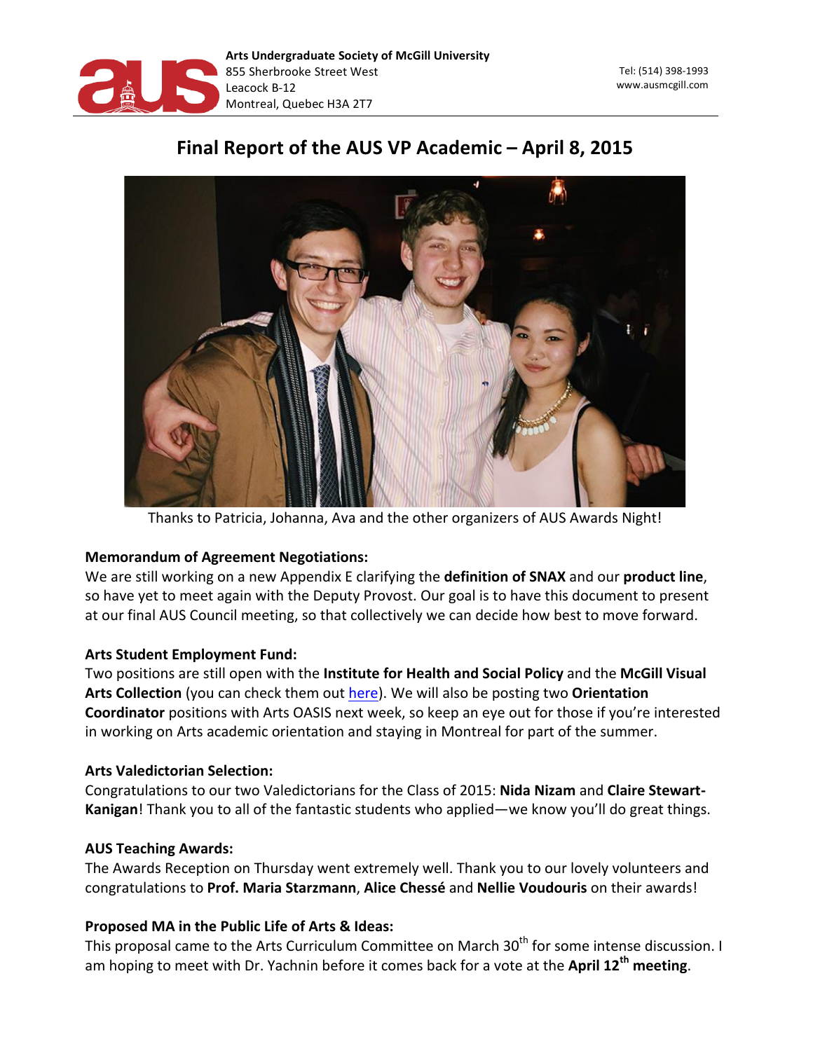**Arts Undergraduate Society of McGill University**
855 Sherbrooke Street West
Leacock B-12
Montreal, Quebec H3A 2T7

Tel: (514) 398-1993
www.ausmcgill.com

# Final Report of the AUS VP Academic – April 8, 2015

Thanks to Patricia, Johanna, Ava and the other organizers of AUS Awards Night!

**Memorandum of Agreement Negotiations:**
We are still working on a new Appendix E clarifying the **definition of SNAX** and our **product line**, so have yet to meet again with the Deputy Provost. Our goal is to have this document to present at our final AUS Council meeting, so that collectively we can decide how best to move forward.

**Arts Student Employment Fund:**
Two positions are still open with the **Institute for Health and Social Policy** and the **McGill Visual Arts Collection** (you can check them out here). We will also be posting two **Orientation Coordinator** positions with Arts OASIS next week, so keep an eye out for those if you're interested in working on Arts academic orientation and staying in Montreal for part of the summer.

**Arts Valedictorian Selection:**
Congratulations to our two Valedictorians for the Class of 2015: **Nida Nizam** and **Claire Stewart-Kanigan**! Thank you to all of the fantastic students who applied—we know you'll do great things.

**AUS Teaching Awards:**
The Awards Reception on Thursday went extremely well. Thank you to our lovely volunteers and congratulations to **Prof. Maria Starzmann**, **Alice Chessé** and **Nellie Voudouris** on their awards!

**Proposed MA in the Public Life of Arts & Ideas:**
This proposal came to the Arts Curriculum Committee on March 30th for some intense discussion. I am hoping to meet with Dr. Yachnin before it comes back for a vote at the **April 12th meeting**.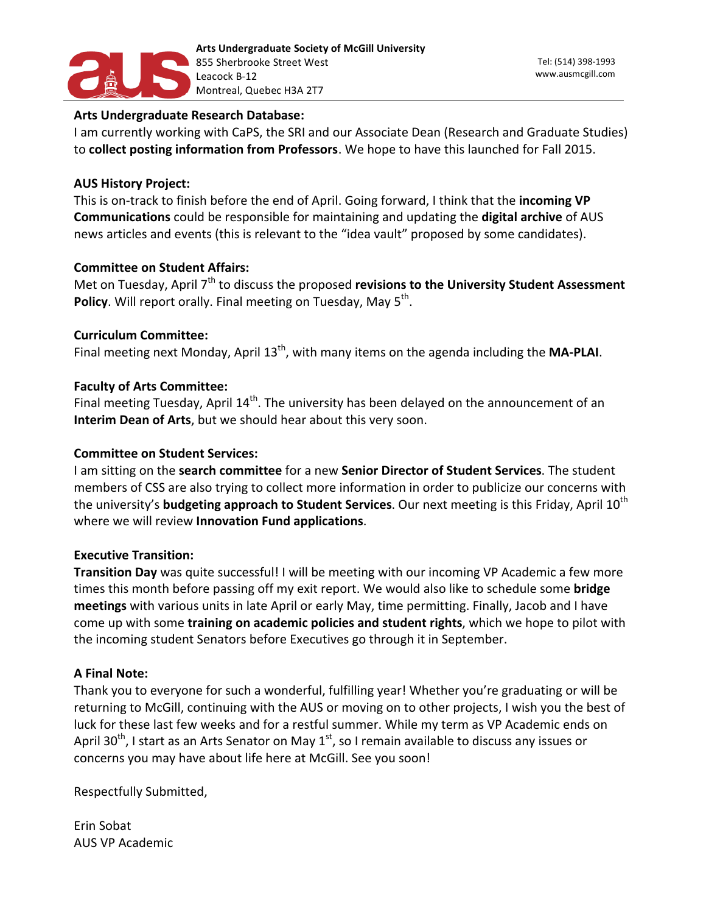**Arts Undergraduate Research Database:**
I am currently working with CaPS, the SRI and our Associate Dean (Research and Graduate Studies) to **collect posting information from Professors**. We hope to have this launched for Fall 2015.

**AUS History Project:**
This is on-track to finish before the end of April. Going forward, I think that the **incoming VP Communications** could be responsible for maintaining and updating the **digital archive** of AUS news articles and events (this is relevant to the "idea vault" proposed by some candidates).

**Committee on Student Affairs:**
Met on Tuesday, April 7th to discuss the proposed **revisions to the University Student Assessment Policy**. Will report orally. Final meeting on Tuesday, May 5th.

**Curriculum Committee:**
Final meeting next Monday, April 13th, with many items on the agenda including the **MA-PLAI**.

**Faculty of Arts Committee:**
Final meeting Tuesday, April 14th. The university has been delayed on the announcement of an **Interim Dean of Arts**, but we should hear about this very soon.

**Committee on Student Services:**
I am sitting on the **search committee** for a new **Senior Director of Student Services**. The student members of CSS are also trying to collect more information in order to publicize our concerns with the university's **budgeting approach to Student Services**. Our next meeting is this Friday, April 10th where we will review **Innovation Fund applications**.

**Executive Transition:**
**Transition Day** was quite successful! I will be meeting with our incoming VP Academic a few more times this month before passing off my exit report. We would also like to schedule some **bridge meetings** with various units in late April or early May, time permitting. Finally, Jacob and I have come up with some **training on academic policies and student rights**, which we hope to pilot with the incoming student Senators before Executives go through it in September.

**A Final Note:**
Thank you to everyone for such a wonderful, fulfilling year! Whether you're graduating or will be returning to McGill, continuing with the AUS or moving on to other projects, I wish you the best of luck for these last few weeks and for a restful summer. While my term as VP Academic ends on April 30th, I start as an Arts Senator on May 1st, so I remain available to discuss any issues or concerns you may have about life here at McGill. See you soon!

Respectfully Submitted,

Erin Sobat
AUS VP Academic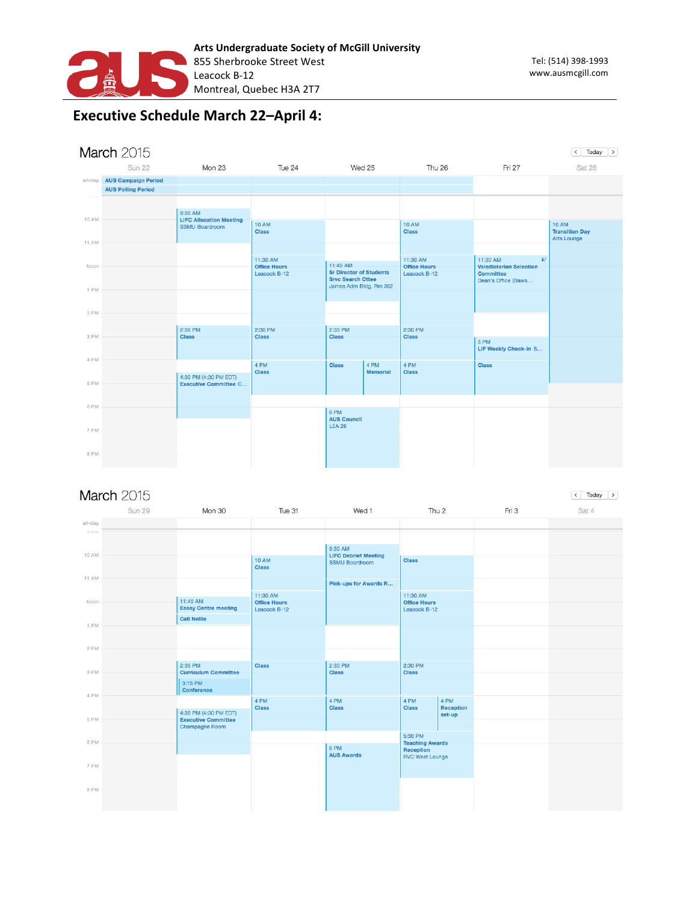**Arts Undergraduate Society of McGill University**
855 Sherbrooke Street West
Leacock B-12
Montreal, Quebec H3A 2T7

Tel: (514) 398-1993
www.ausmcgill.com

# Executive Schedule March 22–April 4:

## March 2015

**Week of Sun 22 – Sat 28**

All-day (Sun 22 – Thu 26): AUS Campaign Period; AUS Polling Period

**Mon 23**
- 9:30 AM – LIFC Allocation Meeting, SSMU Boardroom
- 2:30 PM – Class
- 4:30 PM (4:30 PM EDT) – Executive Committee C...

**Tue 24**
- 10 AM – Class
- 11:30 AM – Office Hours, Leacock B-12
- 2:30 PM – Class
- 4 PM – Class

**Wed 25**
- 11:45 AM – Sr Director of Students Srvc Search Cttee, James Adm Bldg, Rm 302
- 2:30 PM – Class
- Class
- 4 PM – Memorial
- 6 PM – AUS Council, LEA 26

**Thu 26**
- 10 AM – Class
- 11:30 AM – Office Hours, Leacock B-12
- 2:30 PM – Class
- 4 PM – Class

**Fri 27**
- 11:30 AM – Valedictorian Selection Committee, Dean's Office (Daws...
- 3 PM – LIF Weekly Check-in S...
- Class

**Sat 28**
- 10 AM – Transition Day, Arts Lounge

## March 2015

**Week of Sun 29 – Sat 4**

**Mon 30**
- 11:45 AM – Essay Centre meeting
- Call Nellie
- 2:30 PM – Curriculum Committee
- 3:15 PM – Conference
- 4:30 PM (4:30 PM EDT) – Executive Committee, Champagne Room

**Tue 31**
- 10 AM – Class
- 11:30 AM – Office Hours, Leacock B-12
- Class
- 4 PM – Class

**Wed 1**
- 9:30 AM – LIFC Debrief Meeting, SSMU Boardroom
- Pick-ups for Awards R...
- 2:30 PM – Class
- 4 PM – Class
- 6 PM – AUS Awards

**Thu 2**
- Class
- 11:30 AM – Office Hours, Leacock B-12
- 2:30 PM – Class
- 4 PM – Class
- 4 PM – Reception set-up
- 5:30 PM – Teaching Awards Reception, RVC West Lounge

**Fri 3**

**Sat 4**